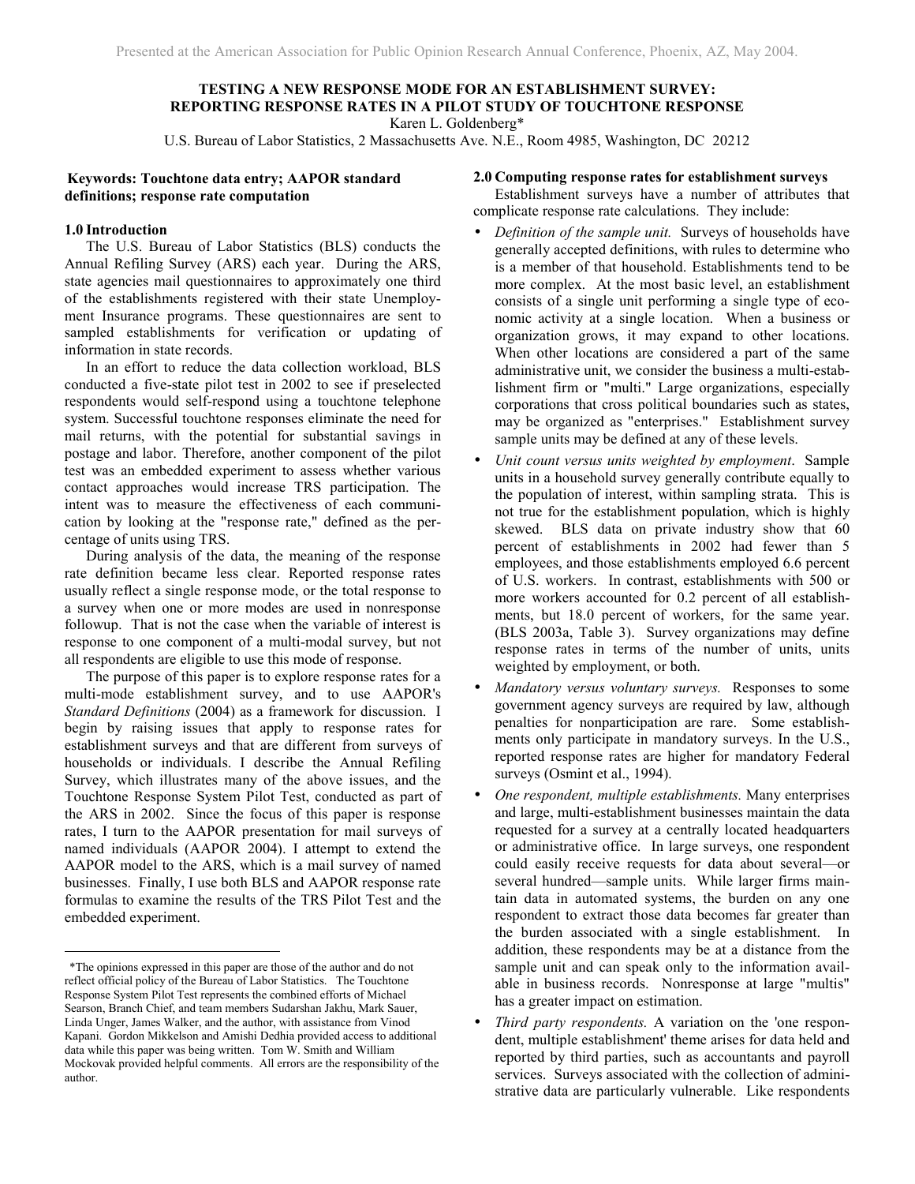# TESTING A NEW RESPONSE MODE FOR AN ESTABLISHMENT SURVEY: REPORTING RESPONSE RATES IN A PILOT STUDY OF TOUCHTONE RESPONSE

Karen L. Goldenberg*

U.S. Bureau of Labor Statistics, 2 Massachusetts Ave. N.E., Room 4985, Washington, DC 20212

**Keywords: Touchtone data entry; AAPOR standard definitions; response rate computation**

## 1.0 Introduction

The U.S. Bureau of Labor Statistics (BLS) conducts the Annual Refiling Survey (ARS) each year. During the ARS, state agencies mail questionnaires to approximately one third of the establishments registered with their state Unemployment Insurance programs. These questionnaires are sent to sampled establishments for verification or updating of information in state records.

In an effort to reduce the data collection workload, BLS conducted a five-state pilot test in 2002 to see if preselected respondents would self-respond using a touchtone telephone system. Successful touchtone responses eliminate the need for mail returns, with the potential for substantial savings in postage and labor. Therefore, another component of the pilot test was an embedded experiment to assess whether various contact approaches would increase TRS participation. The intent was to measure the effectiveness of each communication by looking at the "response rate," defined as the percentage of units using TRS.

During analysis of the data, the meaning of the response rate definition became less clear. Reported response rates usually reflect a single response mode, or the total response to a survey when one or more modes are used in nonresponse followup. That is not the case when the variable of interest is response to one component of a multi-modal survey, but not all respondents are eligible to use this mode of response.

The purpose of this paper is to explore response rates for a multi-mode establishment survey, and to use AAPOR's *Standard Definitions* (2004) as a framework for discussion. I begin by raising issues that apply to response rates for establishment surveys and that are different from surveys of households or individuals. I describe the Annual Refiling Survey, which illustrates many of the above issues, and the Touchtone Response System Pilot Test, conducted as part of the ARS in 2002. Since the focus of this paper is response rates, I turn to the AAPOR presentation for mail surveys of named individuals (AAPOR 2004). I attempt to extend the AAPOR model to the ARS, which is a mail survey of named businesses. Finally, I use both BLS and AAPOR response rate formulas to examine the results of the TRS Pilot Test and the embedded experiment.

*The opinions expressed in this paper are those of the author and do not reflect official policy of the Bureau of Labor Statistics. The Touchtone Response System Pilot Test represents the combined efforts of Michael Searson, Branch Chief, and team members Sudarshan Jakhu, Mark Sauer, Linda Unger, James Walker, and the author, with assistance from Vinod Kapani. Gordon Mikkelson and Amishi Dedhia provided access to additional data while this paper was being written. Tom W. Smith and William Mockovak provided helpful comments. All errors are the responsibility of the author.

## 2.0 Computing response rates for establishment surveys

Establishment surveys have a number of attributes that complicate response rate calculations. They include:

- *Definition of the sample unit.* Surveys of households have generally accepted definitions, with rules to determine who is a member of that household. Establishments tend to be more complex. At the most basic level, an establishment consists of a single unit performing a single type of economic activity at a single location. When a business or organization grows, it may expand to other locations. When other locations are considered a part of the same administrative unit, we consider the business a multi-establishment firm or "multi." Large organizations, especially corporations that cross political boundaries such as states, may be organized as "enterprises." Establishment survey sample units may be defined at any of these levels.
- *Unit count versus units weighted by employment*. Sample units in a household survey generally contribute equally to the population of interest, within sampling strata. This is not true for the establishment population, which is highly skewed. BLS data on private industry show that 60 percent of establishments in 2002 had fewer than 5 employees, and those establishments employed 6.6 percent of U.S. workers. In contrast, establishments with 500 or more workers accounted for 0.2 percent of all establishments, but 18.0 percent of workers, for the same year. (BLS 2003a, Table 3). Survey organizations may define response rates in terms of the number of units, units weighted by employment, or both.
- *Mandatory versus voluntary surveys.* Responses to some government agency surveys are required by law, although penalties for nonparticipation are rare. Some establishments only participate in mandatory surveys. In the U.S., reported response rates are higher for mandatory Federal surveys (Osmint et al., 1994).
- *One respondent, multiple establishments.* Many enterprises and large, multi-establishment businesses maintain the data requested for a survey at a centrally located headquarters or administrative office. In large surveys, one respondent could easily receive requests for data about several—or several hundred—sample units. While larger firms maintain data in automated systems, the burden on any one respondent to extract those data becomes far greater than the burden associated with a single establishment. In addition, these respondents may be at a distance from the sample unit and can speak only to the information available in business records. Nonresponse at large "multis" has a greater impact on estimation.
- *Third party respondents.* A variation on the 'one respondent, multiple establishment' theme arises for data held and reported by third parties, such as accountants and payroll services. Surveys associated with the collection of administrative data are particularly vulnerable. Like respondents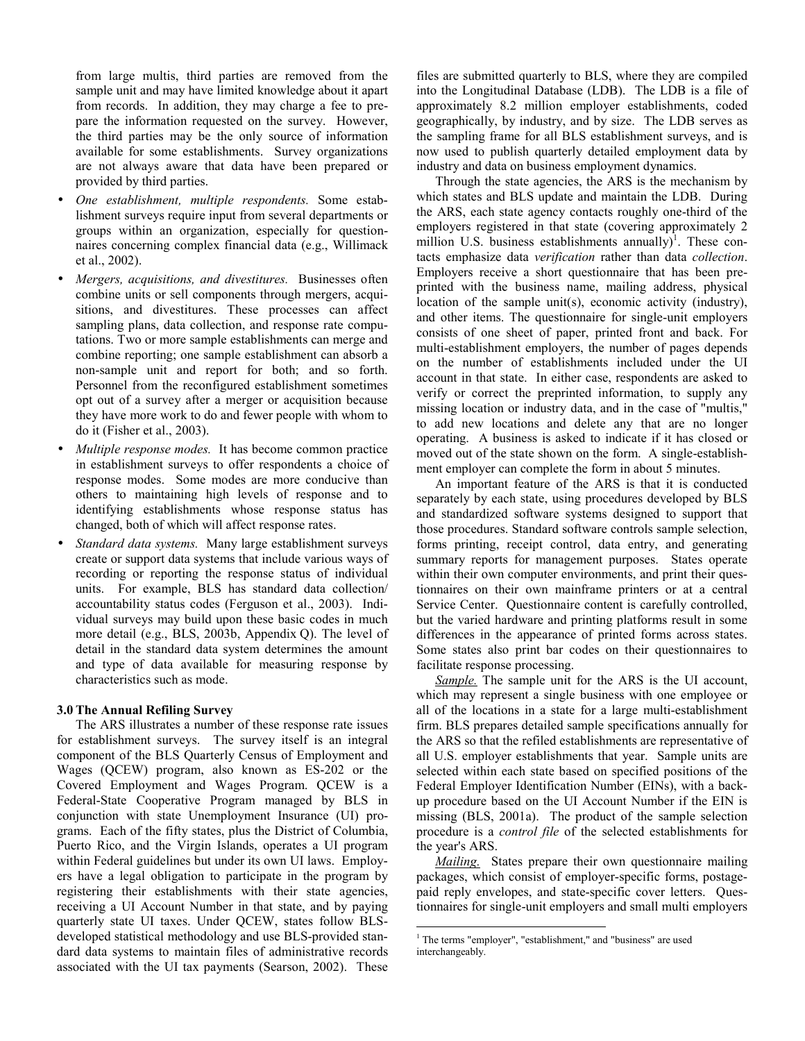from large multis, third parties are removed from the sample unit and may have limited knowledge about it apart from records. In addition, they may charge a fee to prepare the information requested on the survey. However, the third parties may be the only source of information available for some establishments. Survey organizations are not always aware that data have been prepared or provided by third parties.

- *One establishment, multiple respondents.* Some establishment surveys require input from several departments or groups within an organization, especially for questionnaires concerning complex financial data (e.g., Willimack et al., 2002).
- *Mergers, acquisitions, and divestitures.* Businesses often combine units or sell components through mergers, acquisitions, and divestitures. These processes can affect sampling plans, data collection, and response rate computations. Two or more sample establishments can merge and combine reporting; one sample establishment can absorb a non-sample unit and report for both; and so forth. Personnel from the reconfigured establishment sometimes opt out of a survey after a merger or acquisition because they have more work to do and fewer people with whom to do it (Fisher et al., 2003).
- *Multiple response modes.* It has become common practice in establishment surveys to offer respondents a choice of response modes. Some modes are more conducive than others to maintaining high levels of response and to identifying establishments whose response status has changed, both of which will affect response rates.
- *Standard data systems.* Many large establishment surveys create or support data systems that include various ways of recording or reporting the response status of individual units. For example, BLS has standard data collection/accountability status codes (Ferguson et al., 2003). Individual surveys may build upon these basic codes in much more detail (e.g., BLS, 2003b, Appendix Q). The level of detail in the standard data system determines the amount and type of data available for measuring response by characteristics such as mode.

### 3.0 The Annual Refiling Survey

The ARS illustrates a number of these response rate issues for establishment surveys. The survey itself is an integral component of the BLS Quarterly Census of Employment and Wages (QCEW) program, also known as ES-202 or the Covered Employment and Wages Program. QCEW is a Federal-State Cooperative Program managed by BLS in conjunction with state Unemployment Insurance (UI) programs. Each of the fifty states, plus the District of Columbia, Puerto Rico, and the Virgin Islands, operates a UI program within Federal guidelines but under its own UI laws. Employers have a legal obligation to participate in the program by registering their establishments with their state agencies, receiving a UI Account Number in that state, and by paying quarterly state UI taxes. Under QCEW, states follow BLS-developed statistical methodology and use BLS-provided standard data systems to maintain files of administrative records associated with the UI tax payments (Searson, 2002). These files are submitted quarterly to BLS, where they are compiled into the Longitudinal Database (LDB). The LDB is a file of approximately 8.2 million employer establishments, coded geographically, by industry, and by size. The LDB serves as the sampling frame for all BLS establishment surveys, and is now used to publish quarterly detailed employment data by industry and data on business employment dynamics.

Through the state agencies, the ARS is the mechanism by which states and BLS update and maintain the LDB. During the ARS, each state agency contacts roughly one-third of the employers registered in that state (covering approximately 2 million U.S. business establishments annually)[1]. These contacts emphasize data *verification* rather than data *collection*. Employers receive a short questionnaire that has been preprinted with the business name, mailing address, physical location of the sample unit(s), economic activity (industry), and other items. The questionnaire for single-unit employers consists of one sheet of paper, printed front and back. For multi-establishment employers, the number of pages depends on the number of establishments included under the UI account in that state. In either case, respondents are asked to verify or correct the preprinted information, to supply any missing location or industry data, and in the case of "multis," to add new locations and delete any that are no longer operating. A business is asked to indicate if it has closed or moved out of the state shown on the form. A single-establishment employer can complete the form in about 5 minutes.

An important feature of the ARS is that it is conducted separately by each state, using procedures developed by BLS and standardized software systems designed to support that those procedures. Standard software controls sample selection, forms printing, receipt control, data entry, and generating summary reports for management purposes. States operate within their own computer environments, and print their questionnaires on their own mainframe printers or at a central Service Center. Questionnaire content is carefully controlled, but the varied hardware and printing platforms result in some differences in the appearance of printed forms across states. Some states also print bar codes on their questionnaires to facilitate response processing.

*Sample.* The sample unit for the ARS is the UI account, which may represent a single business with one employee or all of the locations in a state for a large multi-establishment firm. BLS prepares detailed sample specifications annually for the ARS so that the refiled establishments are representative of all U.S. employer establishments that year. Sample units are selected within each state based on specified positions of the Federal Employer Identification Number (EINs), with a backup procedure based on the UI Account Number if the EIN is missing (BLS, 2001a). The product of the sample selection procedure is a *control file* of the selected establishments for the year's ARS.

*Mailing.* States prepare their own questionnaire mailing packages, which consist of employer-specific forms, postage-paid reply envelopes, and state-specific cover letters. Questionnaires for single-unit employers and small multi employers

[1] The terms "employer", "establishment," and "business" are used interchangeably.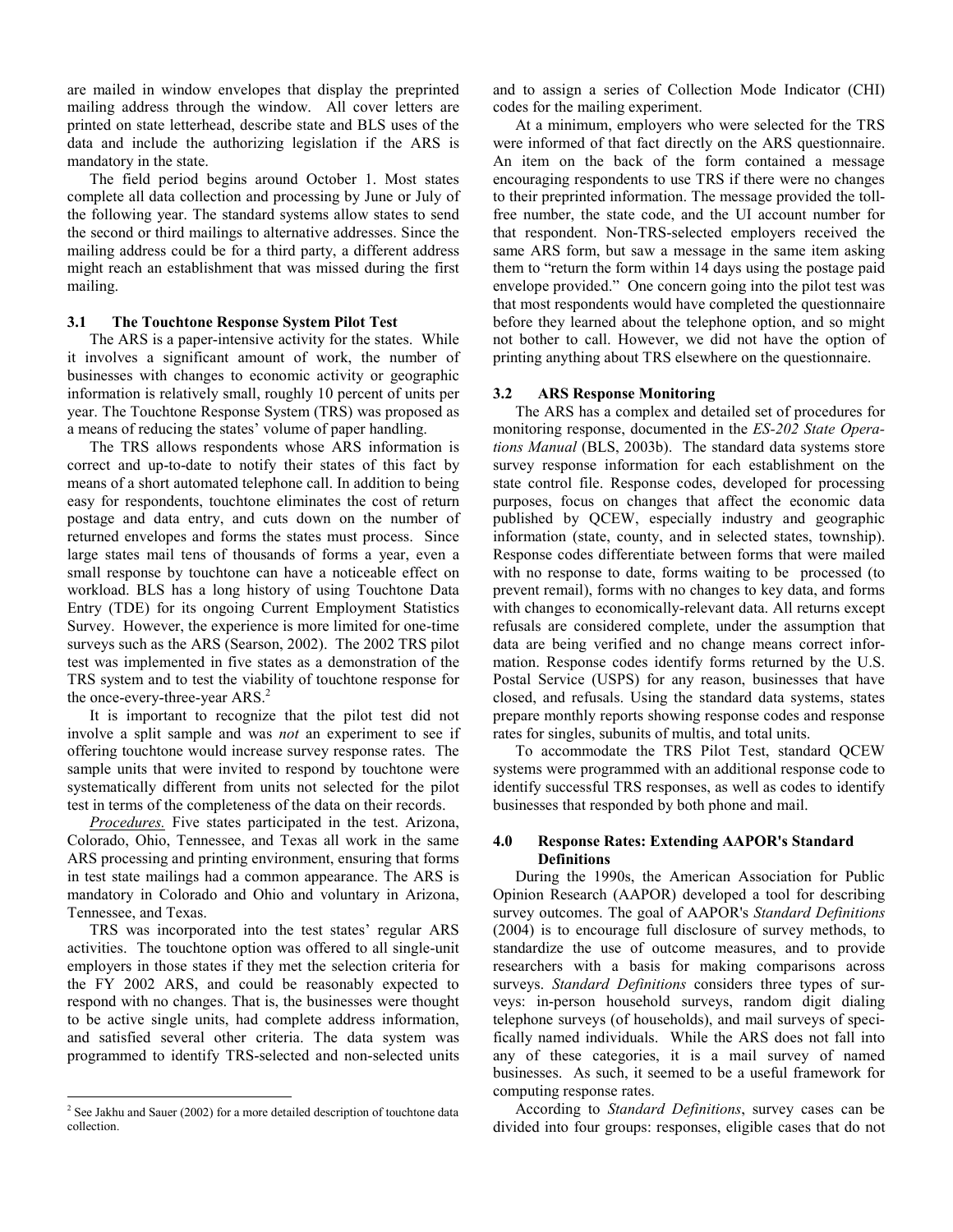are mailed in window envelopes that display the preprinted mailing address through the window. All cover letters are printed on state letterhead, describe state and BLS uses of the data and include the authorizing legislation if the ARS is mandatory in the state.

The field period begins around October 1. Most states complete all data collection and processing by June or July of the following year. The standard systems allow states to send the second or third mailings to alternative addresses. Since the mailing address could be for a third party, a different address might reach an establishment that was missed during the first mailing.

### 3.1 The Touchtone Response System Pilot Test

The ARS is a paper-intensive activity for the states. While it involves a significant amount of work, the number of businesses with changes to economic activity or geographic information is relatively small, roughly 10 percent of units per year. The Touchtone Response System (TRS) was proposed as a means of reducing the states' volume of paper handling.

The TRS allows respondents whose ARS information is correct and up-to-date to notify their states of this fact by means of a short automated telephone call. In addition to being easy for respondents, touchtone eliminates the cost of return postage and data entry, and cuts down on the number of returned envelopes and forms the states must process. Since large states mail tens of thousands of forms a year, even a small response by touchtone can have a noticeable effect on workload. BLS has a long history of using Touchtone Data Entry (TDE) for its ongoing Current Employment Statistics Survey. However, the experience is more limited for one-time surveys such as the ARS (Searson, 2002). The 2002 TRS pilot test was implemented in five states as a demonstration of the TRS system and to test the viability of touchtone response for the once-every-three-year ARS.[2]

It is important to recognize that the pilot test did not involve a split sample and was *not* an experiment to see if offering touchtone would increase survey response rates. The sample units that were invited to respond by touchtone were systematically different from units not selected for the pilot test in terms of the completeness of the data on their records.

*Procedures.* Five states participated in the test. Arizona, Colorado, Ohio, Tennessee, and Texas all work in the same ARS processing and printing environment, ensuring that forms in test state mailings had a common appearance. The ARS is mandatory in Colorado and Ohio and voluntary in Arizona, Tennessee, and Texas.

TRS was incorporated into the test states' regular ARS activities. The touchtone option was offered to all single-unit employers in those states if they met the selection criteria for the FY 2002 ARS, and could be reasonably expected to respond with no changes. That is, the businesses were thought to be active single units, had complete address information, and satisfied several other criteria. The data system was programmed to identify TRS-selected and non-selected units and to assign a series of Collection Mode Indicator (CHI) codes for the mailing experiment.

At a minimum, employers who were selected for the TRS were informed of that fact directly on the ARS questionnaire. An item on the back of the form contained a message encouraging respondents to use TRS if there were no changes to their preprinted information. The message provided the toll-free number, the state code, and the UI account number for that respondent. Non-TRS-selected employers received the same ARS form, but saw a message in the same item asking them to "return the form within 14 days using the postage paid envelope provided." One concern going into the pilot test was that most respondents would have completed the questionnaire before they learned about the telephone option, and so might not bother to call. However, we did not have the option of printing anything about TRS elsewhere on the questionnaire.

### 3.2 ARS Response Monitoring

The ARS has a complex and detailed set of procedures for monitoring response, documented in the *ES-202 State Operations Manual* (BLS, 2003b). The standard data systems store survey response information for each establishment on the state control file. Response codes, developed for processing purposes, focus on changes that affect the economic data published by QCEW, especially industry and geographic information (state, county, and in selected states, township). Response codes differentiate between forms that were mailed with no response to date, forms waiting to be processed (to prevent remail), forms with no changes to key data, and forms with changes to economically-relevant data. All returns except refusals are considered complete, under the assumption that data are being verified and no change means correct information. Response codes identify forms returned by the U.S. Postal Service (USPS) for any reason, businesses that have closed, and refusals. Using the standard data systems, states prepare monthly reports showing response codes and response rates for singles, subunits of multis, and total units.

To accommodate the TRS Pilot Test, standard QCEW systems were programmed with an additional response code to identify successful TRS responses, as well as codes to identify businesses that responded by both phone and mail.

## 4.0 Response Rates: Extending AAPOR's Standard Definitions

During the 1990s, the American Association for Public Opinion Research (AAPOR) developed a tool for describing survey outcomes. The goal of AAPOR's *Standard Definitions* (2004) is to encourage full disclosure of survey methods, to standardize the use of outcome measures, and to provide researchers with a basis for making comparisons across surveys. *Standard Definitions* considers three types of surveys: in-person household surveys, random digit dialing telephone surveys (of households), and mail surveys of specifically named individuals. While the ARS does not fall into any of these categories, it is a mail survey of named businesses. As such, it seemed to be a useful framework for computing response rates.

According to *Standard Definitions*, survey cases can be divided into four groups: responses, eligible cases that do not

[2] See Jakhu and Sauer (2002) for a more detailed description of touchtone data collection.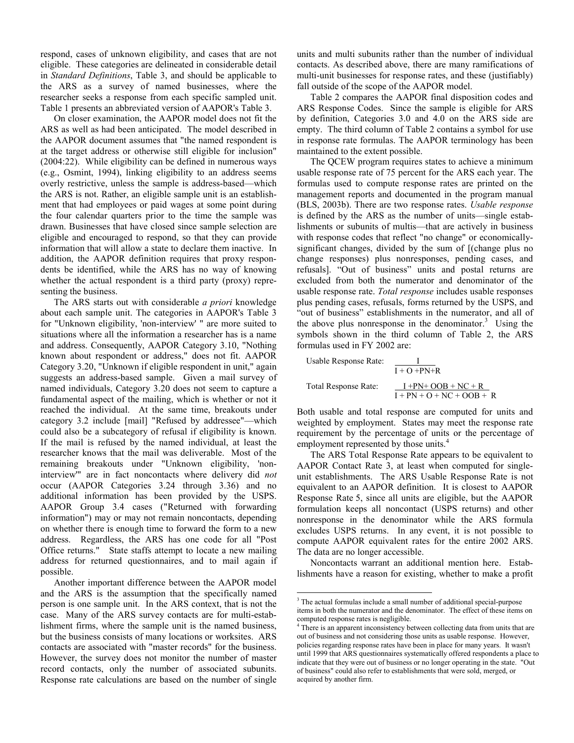respond, cases of unknown eligibility, and cases that are not eligible. These categories are delineated in considerable detail in *Standard Definitions*, Table 3, and should be applicable to the ARS as a survey of named businesses, where the researcher seeks a response from each specific sampled unit. Table 1 presents an abbreviated version of AAPOR's Table 3.

On closer examination, the AAPOR model does not fit the ARS as well as had been anticipated. The model described in the AAPOR document assumes that "the named respondent is at the target address or otherwise still eligible for inclusion" (2004:22). While eligibility can be defined in numerous ways (e.g., Osmint, 1994), linking eligibility to an address seems overly restrictive, unless the sample is address-based—which the ARS is not. Rather, an eligible sample unit is an establishment that had employees or paid wages at some point during the four calendar quarters prior to the time the sample was drawn. Businesses that have closed since sample selection are eligible and encouraged to respond, so that they can provide information that will allow a state to declare them inactive. In addition, the AAPOR definition requires that proxy respondents be identified, while the ARS has no way of knowing whether the actual respondent is a third party (proxy) representing the business.

The ARS starts out with considerable *a priori* knowledge about each sample unit. The categories in AAPOR's Table 3 for "Unknown eligibility, 'non-interview' " are more suited to situations where all the information a researcher has is a name and address. Consequently, AAPOR Category 3.10, "Nothing known about respondent or address," does not fit. AAPOR Category 3.20, "Unknown if eligible respondent in unit," again suggests an address-based sample. Given a mail survey of named individuals, Category 3.20 does not seem to capture a fundamental aspect of the mailing, which is whether or not it reached the individual. At the same time, breakouts under category 3.2 include [mail] "Refused by addressee"—which could also be a subcategory of refusal if eligibility is known. If the mail is refused by the named individual, at least the researcher knows that the mail was deliverable. Most of the remaining breakouts under "Unknown eligibility, 'non-interview'" are in fact noncontacts where delivery did *not* occur (AAPOR Categories 3.24 through 3.36) and no additional information has been provided by the USPS. AAPOR Group 3.4 cases ("Returned with forwarding information") may or may not remain noncontacts, depending on whether there is enough time to forward the form to a new address. Regardless, the ARS has one code for all "Post Office returns." State staffs attempt to locate a new mailing address for returned questionnaires, and to mail again if possible.

Another important difference between the AAPOR model and the ARS is the assumption that the specifically named person is one sample unit. In the ARS context, that is not the case. Many of the ARS survey contacts are for multi-establishment firms, where the sample unit is the named business, but the business consists of many locations or worksites. ARS contacts are associated with "master records" for the business. However, the survey does not monitor the number of master record contacts, only the number of associated subunits. Response rate calculations are based on the number of single units and multi subunits rather than the number of individual contacts. As described above, there are many ramifications of multi-unit businesses for response rates, and these (justifiably) fall outside of the scope of the AAPOR model.

Table 2 compares the AAPOR final disposition codes and ARS Response Codes. Since the sample is eligible for ARS by definition, Categories 3.0 and 4.0 on the ARS side are empty. The third column of Table 2 contains a symbol for use in response rate formulas. The AAPOR terminology has been maintained to the extent possible.

The QCEW program requires states to achieve a minimum usable response rate of 75 percent for the ARS each year. The formulas used to compute response rates are printed on the management reports and documented in the program manual (BLS, 2003b). There are two response rates. *Usable response* is defined by the ARS as the number of units—single establishments or subunits of multis—that are actively in business with response codes that reflect "no change" or economically-significant changes, divided by the sum of [(change plus no change responses) plus nonresponses, pending cases, and refusals]. "Out of business" units and postal returns are excluded from both the numerator and denominator of the usable response rate. *Total response* includes usable responses plus pending cases, refusals, forms returned by the USPS, and "out of business" establishments in the numerator, and all of the above plus nonresponse in the denominator.[3] Using the symbols shown in the third column of Table 2, the ARS formulas used in FY 2002 are:

Usable Response Rate: $$\frac{I}{I + O + PN + R}$$

Total Response Rate: $$\frac{I + PN + OOB + NC + R}{I + PN + O + NC + OOB + R}$$

Both usable and total response are computed for units and weighted by employment. States may meet the response rate requirement by the percentage of units or the percentage of employment represented by those units.[4]

The ARS Total Response Rate appears to be equivalent to AAPOR Contact Rate 3, at least when computed for single-unit establishments. The ARS Usable Response Rate is not equivalent to an AAPOR definition. It is closest to AAPOR Response Rate 5, since all units are eligible, but the AAPOR formulation keeps all noncontact (USPS returns) and other nonresponse in the denominator while the ARS formula excludes USPS returns. In any event, it is not possible to compute AAPOR equivalent rates for the entire 2002 ARS. The data are no longer accessible.

Noncontacts warrant an additional mention here. Establishments have a reason for existing, whether to make a profit

---

[3] The actual formulas include a small number of additional special-purpose items in both the numerator and the denominator. The effect of these items on computed response rates is negligible.

[4] There is an apparent inconsistency between collecting data from units that are out of business and not considering those units as usable response. However, policies regarding response rates have been in place for many years. It wasn't until 1999 that ARS questionnaires systematically offered respondents a place to indicate that they were out of business or no longer operating in the state. "Out of business" could also refer to establishments that were sold, merged, or acquired by another firm.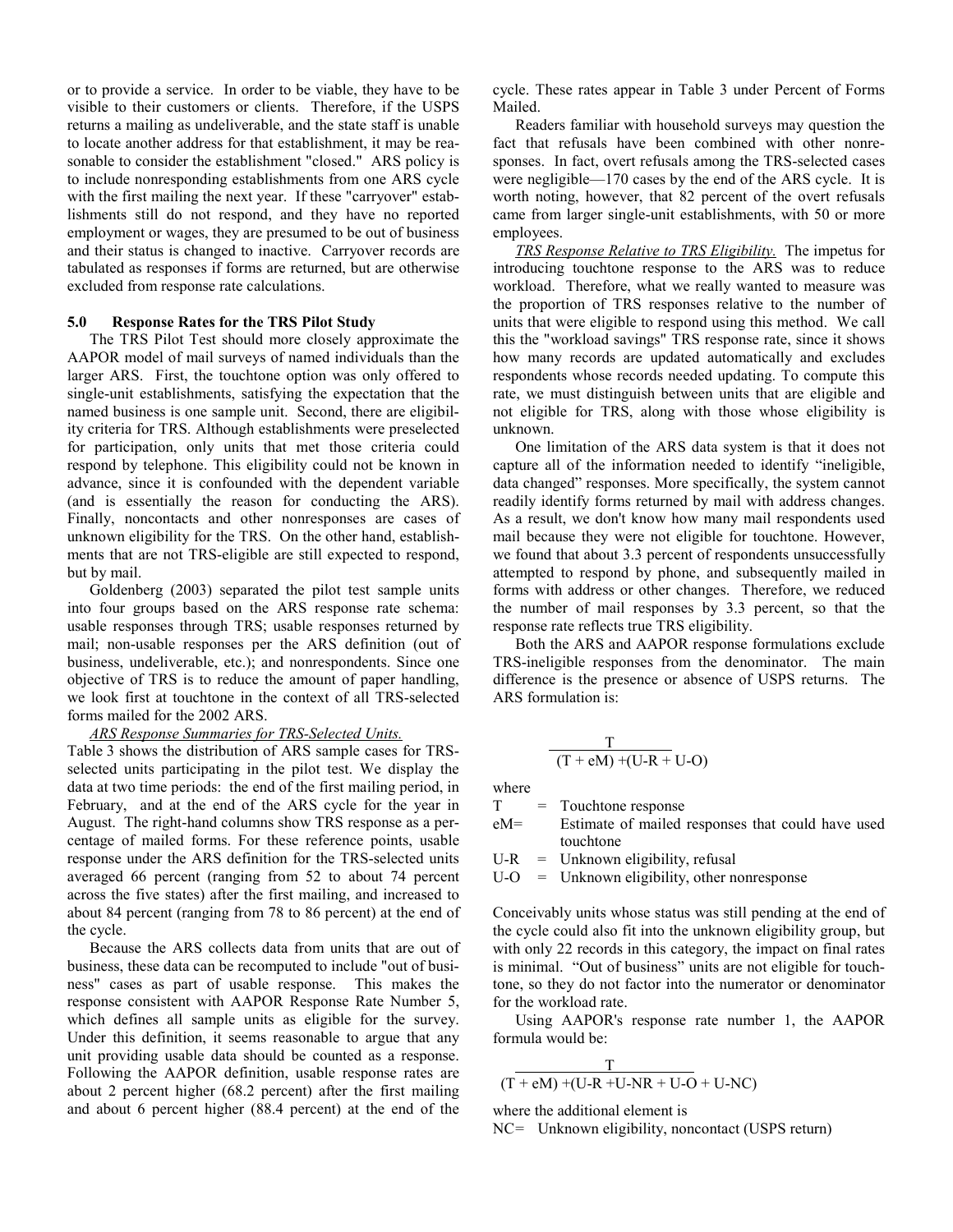or to provide a service. In order to be viable, they have to be visible to their customers or clients. Therefore, if the USPS returns a mailing as undeliverable, and the state staff is unable to locate another address for that establishment, it may be reasonable to consider the establishment "closed." ARS policy is to include nonresponding establishments from one ARS cycle with the first mailing the next year. If these "carryover" establishments still do not respond, and they have no reported employment or wages, they are presumed to be out of business and their status is changed to inactive. Carryover records are tabulated as responses if forms are returned, but are otherwise excluded from response rate calculations.

## 5.0 Response Rates for the TRS Pilot Study

The TRS Pilot Test should more closely approximate the AAPOR model of mail surveys of named individuals than the larger ARS. First, the touchtone option was only offered to single-unit establishments, satisfying the expectation that the named business is one sample unit. Second, there are eligibility criteria for TRS. Although establishments were preselected for participation, only units that met those criteria could respond by telephone. This eligibility could not be known in advance, since it is confounded with the dependent variable (and is essentially the reason for conducting the ARS). Finally, noncontacts and other nonresponses are cases of unknown eligibility for the TRS. On the other hand, establishments that are not TRS-eligible are still expected to respond, but by mail.

Goldenberg (2003) separated the pilot test sample units into four groups based on the ARS response rate schema: usable responses through TRS; usable responses returned by mail; non-usable responses per the ARS definition (out of business, undeliverable, etc.); and nonrespondents. Since one objective of TRS is to reduce the amount of paper handling, we look first at touchtone in the context of all TRS-selected forms mailed for the 2002 ARS.

*ARS Response Summaries for TRS-Selected Units.* Table 3 shows the distribution of ARS sample cases for TRS-selected units participating in the pilot test. We display the data at two time periods: the end of the first mailing period, in February, and at the end of the ARS cycle for the year in August. The right-hand columns show TRS response as a percentage of mailed forms. For these reference points, usable response under the ARS definition for the TRS-selected units averaged 66 percent (ranging from 52 to about 74 percent across the five states) after the first mailing, and increased to about 84 percent (ranging from 78 to 86 percent) at the end of the cycle.

Because the ARS collects data from units that are out of business, these data can be recomputed to include "out of business" cases as part of usable response. This makes the response consistent with AAPOR Response Rate Number 5, which defines all sample units as eligible for the survey. Under this definition, it seems reasonable to argue that any unit providing usable data should be counted as a response. Following the AAPOR definition, usable response rates are about 2 percent higher (68.2 percent) after the first mailing and about 6 percent higher (88.4 percent) at the end of the cycle. These rates appear in Table 3 under Percent of Forms Mailed.

Readers familiar with household surveys may question the fact that refusals have been combined with other nonresponses. In fact, overt refusals among the TRS-selected cases were negligible—170 cases by the end of the ARS cycle. It is worth noting, however, that 82 percent of the overt refusals came from larger single-unit establishments, with 50 or more employees.

*TRS Response Relative to TRS Eligibility.* The impetus for introducing touchtone response to the ARS was to reduce workload. Therefore, what we really wanted to measure was the proportion of TRS responses relative to the number of units that were eligible to respond using this method. We call this the "workload savings" TRS response rate, since it shows how many records are updated automatically and excludes respondents whose records needed updating. To compute this rate, we must distinguish between units that are eligible and not eligible for TRS, along with those whose eligibility is unknown.

One limitation of the ARS data system is that it does not capture all of the information needed to identify "ineligible, data changed" responses. More specifically, the system cannot readily identify forms returned by mail with address changes. As a result, we don't know how many mail respondents used mail because they were not eligible for touchtone. However, we found that about 3.3 percent of respondents unsuccessfully attempted to respond by phone, and subsequently mailed in forms with address or other changes. Therefore, we reduced the number of mail responses by 3.3 percent, so that the response rate reflects true TRS eligibility.

Both the ARS and AAPOR response formulations exclude TRS-ineligible responses from the denominator. The main difference is the presence or absence of USPS returns. The ARS formulation is:

$$\frac{T}{(T + eM) + (U\text{-}R + U\text{-}O)}$$

where

- T = Touchtone response
- eM= Estimate of mailed responses that could have used touchtone
- U-R = Unknown eligibility, refusal
- U-O = Unknown eligibility, other nonresponse

Conceivably units whose status was still pending at the end of the cycle could also fit into the unknown eligibility group, but with only 22 records in this category, the impact on final rates is minimal. "Out of business" units are not eligible for touchtone, so they do not factor into the numerator or denominator for the workload rate.

Using AAPOR's response rate number 1, the AAPOR formula would be:

$$\frac{T}{(T + eM) + (U\text{-}R + U\text{-}NR + U\text{-}O + U\text{-}NC)}$$

where the additional element is

NC= Unknown eligibility, noncontact (USPS return)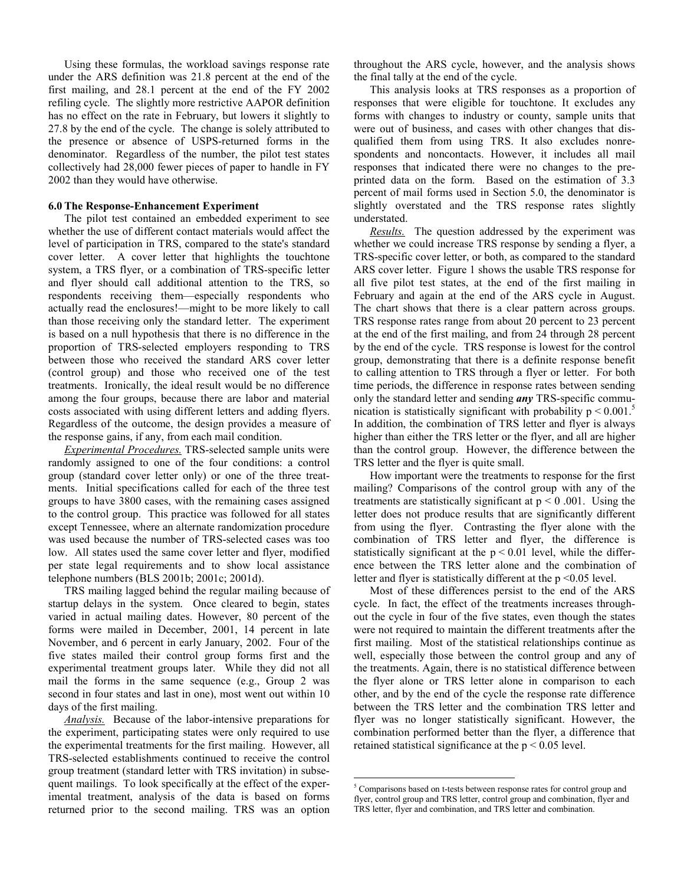Using these formulas, the workload savings response rate under the ARS definition was 21.8 percent at the end of the first mailing, and 28.1 percent at the end of the FY 2002 refiling cycle. The slightly more restrictive AAPOR definition has no effect on the rate in February, but lowers it slightly to 27.8 by the end of the cycle. The change is solely attributed to the presence or absence of USPS-returned forms in the denominator. Regardless of the number, the pilot test states collectively had 28,000 fewer pieces of paper to handle in FY 2002 than they would have otherwise.

### 6.0 The Response-Enhancement Experiment

The pilot test contained an embedded experiment to see whether the use of different contact materials would affect the level of participation in TRS, compared to the state's standard cover letter. A cover letter that highlights the touchtone system, a TRS flyer, or a combination of TRS-specific letter and flyer should call additional attention to the TRS, so respondents receiving them—especially respondents who actually read the enclosures!—might to be more likely to call than those receiving only the standard letter. The experiment is based on a null hypothesis that there is no difference in the proportion of TRS-selected employers responding to TRS between those who received the standard ARS cover letter (control group) and those who received one of the test treatments. Ironically, the ideal result would be no difference among the four groups, because there are labor and material costs associated with using different letters and adding flyers. Regardless of the outcome, the design provides a measure of the response gains, if any, from each mail condition.

_Experimental Procedures._ TRS-selected sample units were randomly assigned to one of the four conditions: a control group (standard cover letter only) or one of the three treatments. Initial specifications called for each of the three test groups to have 3800 cases, with the remaining cases assigned to the control group. This practice was followed for all states except Tennessee, where an alternate randomization procedure was used because the number of TRS-selected cases was too low. All states used the same cover letter and flyer, modified per state legal requirements and to show local assistance telephone numbers (BLS 2001b; 2001c; 2001d).

TRS mailing lagged behind the regular mailing because of startup delays in the system. Once cleared to begin, states varied in actual mailing dates. However, 80 percent of the forms were mailed in December, 2001, 14 percent in late November, and 6 percent in early January, 2002. Four of the five states mailed their control group forms first and the experimental treatment groups later. While they did not all mail the forms in the same sequence (e.g., Group 2 was second in four states and last in one), most went out within 10 days of the first mailing.

_Analysis._ Because of the labor-intensive preparations for the experiment, participating states were only required to use the experimental treatments for the first mailing. However, all TRS-selected establishments continued to receive the control group treatment (standard letter with TRS invitation) in subsequent mailings. To look specifically at the effect of the experimental treatment, analysis of the data is based on forms returned prior to the second mailing. TRS was an option throughout the ARS cycle, however, and the analysis shows the final tally at the end of the cycle.

This analysis looks at TRS responses as a proportion of responses that were eligible for touchtone. It excludes any forms with changes to industry or county, sample units that were out of business, and cases with other changes that disqualified them from using TRS. It also excludes nonrespondents and noncontacts. However, it includes all mail responses that indicated there were no changes to the preprinted data on the form. Based on the estimation of 3.3 percent of mail forms used in Section 5.0, the denominator is slightly overstated and the TRS response rates slightly understated.

_Results._ The question addressed by the experiment was whether we could increase TRS response by sending a flyer, a TRS-specific cover letter, or both, as compared to the standard ARS cover letter. Figure 1 shows the usable TRS response for all five pilot test states, at the end of the first mailing in February and again at the end of the ARS cycle in August. The chart shows that there is a clear pattern across groups. TRS response rates range from about 20 percent to 23 percent at the end of the first mailing, and from 24 through 28 percent by the end of the cycle. TRS response is lowest for the control group, demonstrating that there is a definite response benefit to calling attention to TRS through a flyer or letter. For both time periods, the difference in response rates between sending only the standard letter and sending ***any*** TRS-specific communication is statistically significant with probability $p < 0.001$.[5] In addition, the combination of TRS letter and flyer is always higher than either the TRS letter or the flyer, and all are higher than the control group. However, the difference between the TRS letter and the flyer is quite small.

How important were the treatments to response for the first mailing? Comparisons of the control group with any of the treatments are statistically significant at $p < 0\ .001$. Using the letter does not produce results that are significantly different from using the flyer. Contrasting the flyer alone with the combination of TRS letter and flyer, the difference is statistically significant at the $p < 0.01$ level, while the difference between the TRS letter alone and the combination of letter and flyer is statistically different at the $p < 0.05$ level.

Most of these differences persist to the end of the ARS cycle. In fact, the effect of the treatments increases throughout the cycle in four of the five states, even though the states were not required to maintain the different treatments after the first mailing. Most of the statistical relationships continue as well, especially those between the control group and any of the treatments. Again, there is no statistical difference between the flyer alone or TRS letter alone in comparison to each other, and by the end of the cycle the response rate difference between the TRS letter and the combination TRS letter and flyer was no longer statistically significant. However, the combination performed better than the flyer, a difference that retained statistical significance at the $p < 0.05$ level.

[5] Comparisons based on t-tests between response rates for control group and flyer, control group and TRS letter, control group and combination, flyer and TRS letter, flyer and combination, and TRS letter and combination.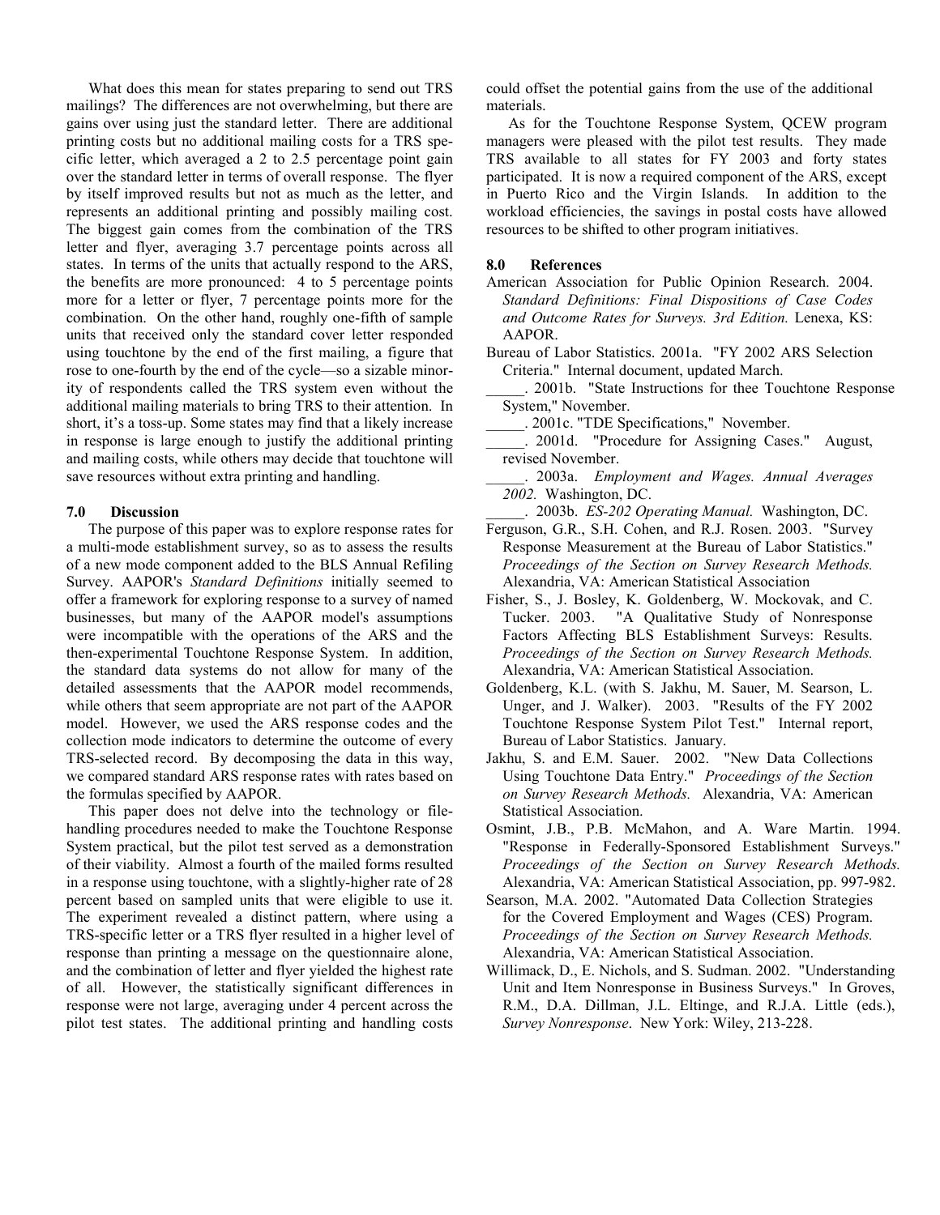What does this mean for states preparing to send out TRS mailings? The differences are not overwhelming, but there are gains over using just the standard letter. There are additional printing costs but no additional mailing costs for a TRS specific letter, which averaged a 2 to 2.5 percentage point gain over the standard letter in terms of overall response. The flyer by itself improved results but not as much as the letter, and represents an additional printing and possibly mailing cost. The biggest gain comes from the combination of the TRS letter and flyer, averaging 3.7 percentage points across all states. In terms of the units that actually respond to the ARS, the benefits are more pronounced: 4 to 5 percentage points more for a letter or flyer, 7 percentage points more for the combination. On the other hand, roughly one-fifth of sample units that received only the standard cover letter responded using touchtone by the end of the first mailing, a figure that rose to one-fourth by the end of the cycle—so a sizable minority of respondents called the TRS system even without the additional mailing materials to bring TRS to their attention. In short, it's a toss-up. Some states may find that a likely increase in response is large enough to justify the additional printing and mailing costs, while others may decide that touchtone will save resources without extra printing and handling.

## 7.0 Discussion

The purpose of this paper was to explore response rates for a multi-mode establishment survey, so as to assess the results of a new mode component added to the BLS Annual Refiling Survey. AAPOR's *Standard Definitions* initially seemed to offer a framework for exploring response to a survey of named businesses, but many of the AAPOR model's assumptions were incompatible with the operations of the ARS and the then-experimental Touchtone Response System. In addition, the standard data systems do not allow for many of the detailed assessments that the AAPOR model recommends, while others that seem appropriate are not part of the AAPOR model. However, we used the ARS response codes and the collection mode indicators to determine the outcome of every TRS-selected record. By decomposing the data in this way, we compared standard ARS response rates with rates based on the formulas specified by AAPOR.

This paper does not delve into the technology or file-handling procedures needed to make the Touchtone Response System practical, but the pilot test served as a demonstration of their viability. Almost a fourth of the mailed forms resulted in a response using touchtone, with a slightly-higher rate of 28 percent based on sampled units that were eligible to use it. The experiment revealed a distinct pattern, where using a TRS-specific letter or a TRS flyer resulted in a higher level of response than printing a message on the questionnaire alone, and the combination of letter and flyer yielded the highest rate of all. However, the statistically significant differences in response were not large, averaging under 4 percent across the pilot test states. The additional printing and handling costs could offset the potential gains from the use of the additional materials.

As for the Touchtone Response System, QCEW program managers were pleased with the pilot test results. They made TRS available to all states for FY 2003 and forty states participated. It is now a required component of the ARS, except in Puerto Rico and the Virgin Islands. In addition to the workload efficiencies, the savings in postal costs have allowed resources to be shifted to other program initiatives.

## 8.0 References

American Association for Public Opinion Research. 2004. *Standard Definitions: Final Dispositions of Case Codes and Outcome Rates for Surveys. 3rd Edition.* Lenexa, KS: AAPOR.

Bureau of Labor Statistics. 2001a. "FY 2002 ARS Selection Criteria." Internal document, updated March.

_____. 2001b. "State Instructions for thee Touchtone Response System," November.

_____. 2001c. "TDE Specifications," November.

_____. 2001d. "Procedure for Assigning Cases." August, revised November.

_____. 2003a. *Employment and Wages. Annual Averages 2002.* Washington, DC.

_____. 2003b. *ES-202 Operating Manual.* Washington, DC.

Ferguson, G.R., S.H. Cohen, and R.J. Rosen. 2003. "Survey Response Measurement at the Bureau of Labor Statistics." *Proceedings of the Section on Survey Research Methods.* Alexandria, VA: American Statistical Association

Fisher, S., J. Bosley, K. Goldenberg, W. Mockovak, and C. Tucker. 2003. "A Qualitative Study of Nonresponse Factors Affecting BLS Establishment Surveys: Results. *Proceedings of the Section on Survey Research Methods.* Alexandria, VA: American Statistical Association.

Goldenberg, K.L. (with S. Jakhu, M. Sauer, M. Searson, L. Unger, and J. Walker). 2003. "Results of the FY 2002 Touchtone Response System Pilot Test." Internal report, Bureau of Labor Statistics. January.

Jakhu, S. and E.M. Sauer. 2002. "New Data Collections Using Touchtone Data Entry." *Proceedings of the Section on Survey Research Methods.* Alexandria, VA: American Statistical Association.

Osmint, J.B., P.B. McMahon, and A. Ware Martin. 1994. "Response in Federally-Sponsored Establishment Surveys." *Proceedings of the Section on Survey Research Methods.* Alexandria, VA: American Statistical Association, pp. 997-982.

Searson, M.A. 2002. "Automated Data Collection Strategies for the Covered Employment and Wages (CES) Program. *Proceedings of the Section on Survey Research Methods.* Alexandria, VA: American Statistical Association.

Willimack, D., E. Nichols, and S. Sudman. 2002. "Understanding Unit and Item Nonresponse in Business Surveys." In Groves, R.M., D.A. Dillman, J.L. Eltinge, and R.J.A. Little (eds.), *Survey Nonresponse*. New York: Wiley, 213-228.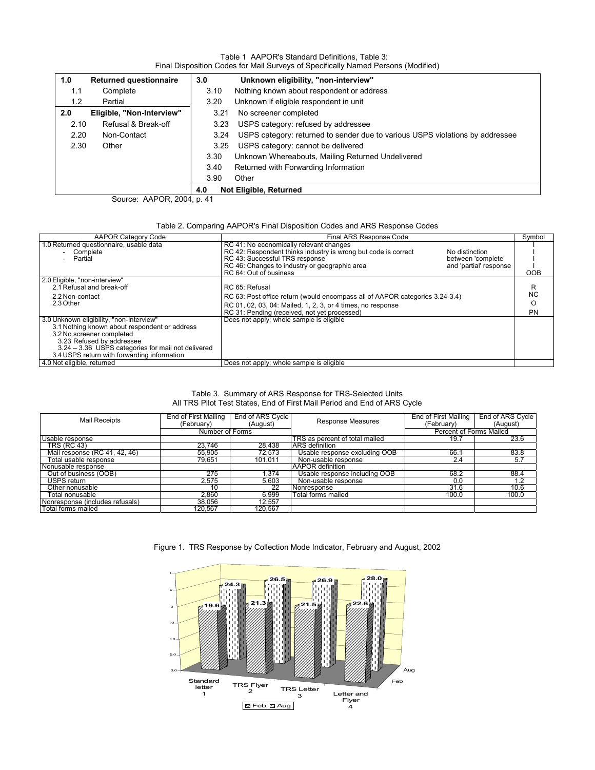Table 1 AAPOR's Standard Definitions, Table 3:
Final Disposition Codes for Mail Surveys of Specifically Named Persons (Modified)

| | | | |
|---|---|---|---|
| **1.0** | **Returned questionnaire** | **3.0** | **Unknown eligibility, "non-interview"** |
| 1.1 | Complete | 3.10 | Nothing known about respondent or address |
| 1.2 | Partial | 3.20 | Unknown if eligible respondent in unit |
| **2.0** | **Eligible, "Non-Interview"** | 3.21 | No screener completed |
| 2.10 | Refusal & Break-off | 3.23 | USPS category: refused by addressee |
| 2.20 | Non-Contact | 3.24 | USPS category: returned to sender due to various USPS violations by addressee |
| 2.30 | Other | 3.25 | USPS category: cannot be delivered |
| | | 3.30 | Unknown Whereabouts, Mailing Returned Undelivered |
| | | 3.40 | Returned with Forwarding Information |
| | | 3.90 | Other |
| | | **4.0** | **Not Eligible, Returned** |

Source: AAPOR, 2004, p. 41

Table 2. Comparing AAPOR's Final Disposition Codes and ARS Response Codes

| AAPOR Category Code | Final ARS Response Code | Symbol |
|---|---|---|
| 1.0 Returned questionnaire, usable data<br>- Complete<br>- Partial | RC 41: No economically relevant changes<br>RC 42: Respondent thinks industry is wrong but code is correct<br>RC 43: Successful TRS response<br>RC 46: Changes to industry or geographic area<br>RC 64: Out of business<br>(No distinction between 'complete' and 'partial' response) | I<br>I<br>I<br>I<br>OOB |
| 2.0 Eligible, "non-interview"<br>2.1 Refusal and break-off<br>2.2 Non-contact<br>2.3 Other | RC 65: Refusal<br>RC 63: Post office return (would encompass all of AAPOR categories 3.24-3.4)<br>RC 01, 02, 03, 04: Mailed, 1, 2, 3, or 4 times, no response<br>RC 31: Pending (received, not yet processed) | R<br>NC<br>O<br>PN |
| 3.0 Unknown eligibility, "non-interview"<br>3.1 Nothing known about respondent or address<br>3.2 No screener completed<br>3.23 Refused by addressee<br>3.24 – 3.36 USPS categories for mail not delivered<br>3.4 USPS return with forwarding information | Does not apply; whole sample is eligible | |
| 4.0 Not eligible, returned | Does not apply; whole sample is eligible | |

Table 3. Summary of ARS Response for TRS-Selected Units
All TRS Pilot Test States, End of First Mail Period and End of ARS Cycle

| Mail Receipts | End of First Mailing (February) | End of ARS Cycle (August) | Response Measures | End of First Mailing (February) | End of ARS Cycle (August) |
|---|---|---|---|---|---|
| | Number of Forms | | | Percent of Forms Mailed | |
| Usable response | | | TRS as percent of total mailed | 19.7 | 23.6 |
| TRS (RC 43) | 23,746 | 28,438 | ARS definition | | |
| Mail response (RC 41, 42, 46) | 55,905 | 72,573 | Usable response excluding OOB | 66.1 | 83.8 |
| Total usable response | 79,651 | 101,011 | Non-usable response | 2.4 | 5.7 |
| Nonusable response | | | AAPOR definition | | |
| Out of business (OOB) | 275 | 1,374 | Usable response including OOB | 68.2 | 88.4 |
| USPS return | 2,575 | 5,603 | Non-usable response | 0.0 | 1.2 |
| Other nonusable | 10 | 22 | Nonresponse | 31.6 | 10.6 |
| Total nonusable | 2,860 | 6,999 | Total forms mailed | 100.0 | 100.0 |
| Nonresponse (includes refusals) | 38,056 | 12,557 | | | |
| Total forms mailed | 120,567 | 120,567 | | | |

Figure 1. TRS Response by Collection Mode Indicator, February and August, 2002

19.6
24.3
21.3
26.5
21.5
26.9
22.6
28.0
Standard letter 1
TRS Flyer 2
TRS Letter 3
Letter and Flyer 4
Feb
Aug
Feb Aug